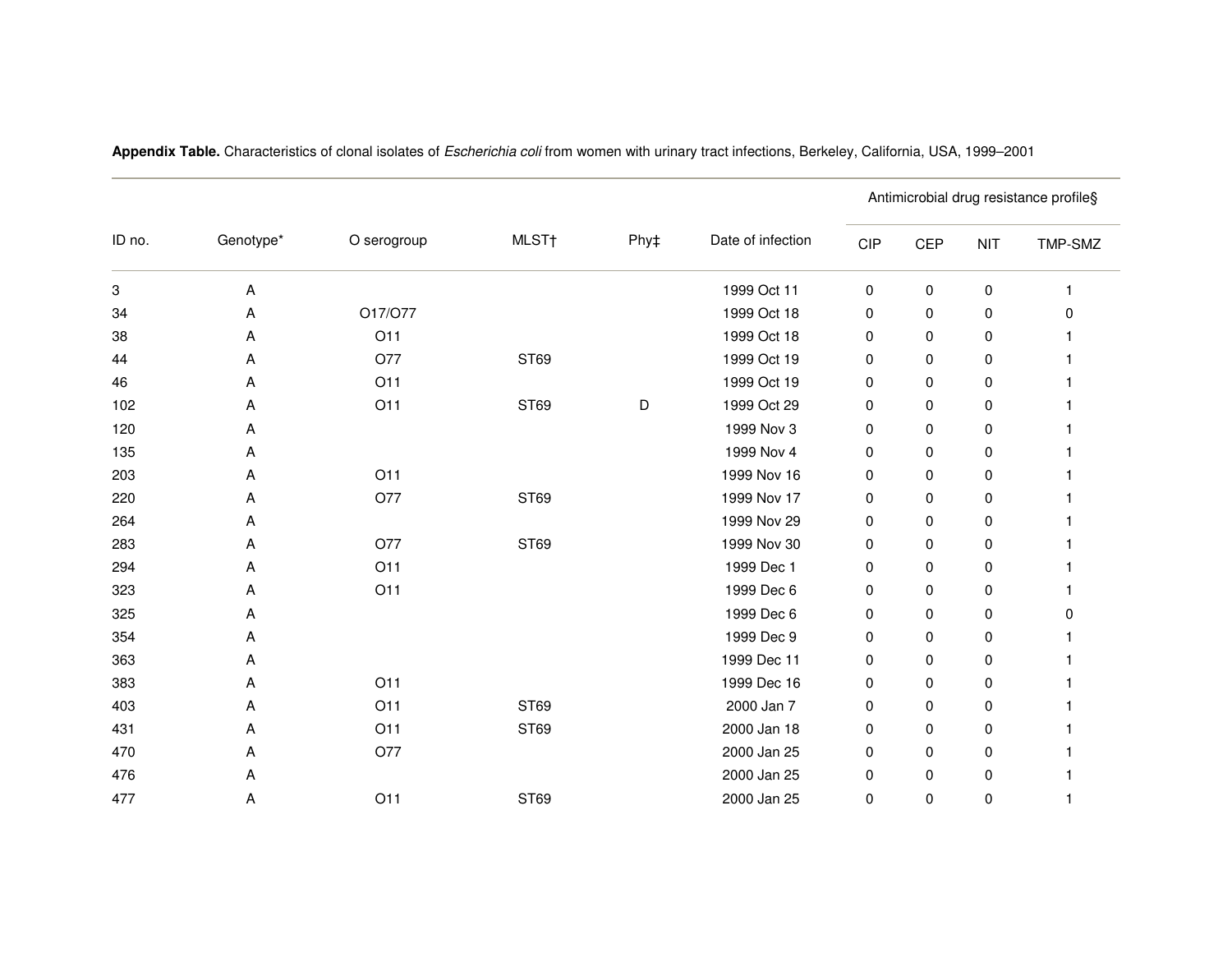**Appendix Table.** Characteristics of clonal isolates of *Escherichia coli* from women with urinary tract infections, Berkeley, California, USA, 1999–2001

| ID no. | Genotype* | O serogroup | MLST† | Phy‡ | Date of infection | Antimicrobial drug resistance profile§ | | | |
|---|---|---|---|---|---|---|---|---|---|
| | | | | | | CIP | CEP | NIT | TMP-SMZ |
| 3 | A | | | | 1999 Oct 11 | 0 | 0 | 0 | 1 |
| 34 | A | O17/O77 | | | 1999 Oct 18 | 0 | 0 | 0 | 0 |
| 38 | A | O11 | | | 1999 Oct 18 | 0 | 0 | 0 | 1 |
| 44 | A | O77 | ST69 | | 1999 Oct 19 | 0 | 0 | 0 | 1 |
| 46 | A | O11 | | | 1999 Oct 19 | 0 | 0 | 0 | 1 |
| 102 | A | O11 | ST69 | D | 1999 Oct 29 | 0 | 0 | 0 | 1 |
| 120 | A | | | | 1999 Nov 3 | 0 | 0 | 0 | 1 |
| 135 | A | | | | 1999 Nov 4 | 0 | 0 | 0 | 1 |
| 203 | A | O11 | | | 1999 Nov 16 | 0 | 0 | 0 | 1 |
| 220 | A | O77 | ST69 | | 1999 Nov 17 | 0 | 0 | 0 | 1 |
| 264 | A | | | | 1999 Nov 29 | 0 | 0 | 0 | 1 |
| 283 | A | O77 | ST69 | | 1999 Nov 30 | 0 | 0 | 0 | 1 |
| 294 | A | O11 | | | 1999 Dec 1 | 0 | 0 | 0 | 1 |
| 323 | A | O11 | | | 1999 Dec 6 | 0 | 0 | 0 | 1 |
| 325 | A | | | | 1999 Dec 6 | 0 | 0 | 0 | 0 |
| 354 | A | | | | 1999 Dec 9 | 0 | 0 | 0 | 1 |
| 363 | A | | | | 1999 Dec 11 | 0 | 0 | 0 | 1 |
| 383 | A | O11 | | | 1999 Dec 16 | 0 | 0 | 0 | 1 |
| 403 | A | O11 | ST69 | | 2000 Jan 7 | 0 | 0 | 0 | 1 |
| 431 | A | O11 | ST69 | | 2000 Jan 18 | 0 | 0 | 0 | 1 |
| 470 | A | O77 | | | 2000 Jan 25 | 0 | 0 | 0 | 1 |
| 476 | A | | | | 2000 Jan 25 | 0 | 0 | 0 | 1 |
| 477 | A | O11 | ST69 | | 2000 Jan 25 | 0 | 0 | 0 | 1 |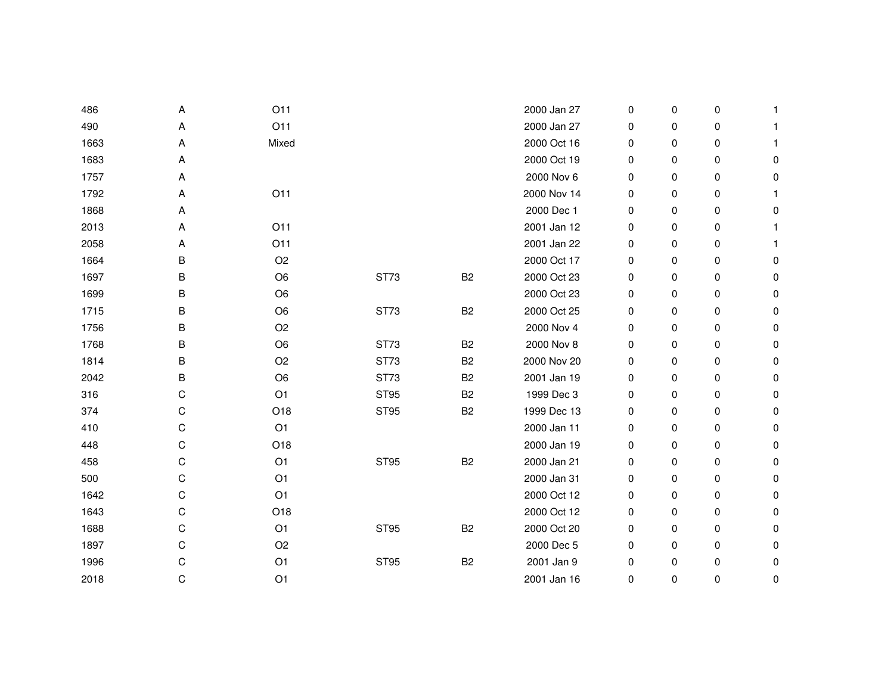| | | | | | | | | | |
|---|---|---|---|---|---|---|---|---|---|
| 486 | A | O11 | | | 2000 Jan 27 | 0 | 0 | 0 | 1 |
| 490 | A | O11 | | | 2000 Jan 27 | 0 | 0 | 0 | 1 |
| 1663 | A | Mixed | | | 2000 Oct 16 | 0 | 0 | 0 | 1 |
| 1683 | A | | | | 2000 Oct 19 | 0 | 0 | 0 | 0 |
| 1757 | A | | | | 2000 Nov 6 | 0 | 0 | 0 | 0 |
| 1792 | A | O11 | | | 2000 Nov 14 | 0 | 0 | 0 | 1 |
| 1868 | A | | | | 2000 Dec 1 | 0 | 0 | 0 | 0 |
| 2013 | A | O11 | | | 2001 Jan 12 | 0 | 0 | 0 | 1 |
| 2058 | A | O11 | | | 2001 Jan 22 | 0 | 0 | 0 | 1 |
| 1664 | B | O2 | | | 2000 Oct 17 | 0 | 0 | 0 | 0 |
| 1697 | B | O6 | ST73 | B2 | 2000 Oct 23 | 0 | 0 | 0 | 0 |
| 1699 | B | O6 | | | 2000 Oct 23 | 0 | 0 | 0 | 0 |
| 1715 | B | O6 | ST73 | B2 | 2000 Oct 25 | 0 | 0 | 0 | 0 |
| 1756 | B | O2 | | | 2000 Nov 4 | 0 | 0 | 0 | 0 |
| 1768 | B | O6 | ST73 | B2 | 2000 Nov 8 | 0 | 0 | 0 | 0 |
| 1814 | B | O2 | ST73 | B2 | 2000 Nov 20 | 0 | 0 | 0 | 0 |
| 2042 | B | O6 | ST73 | B2 | 2001 Jan 19 | 0 | 0 | 0 | 0 |
| 316 | C | O1 | ST95 | B2 | 1999 Dec 3 | 0 | 0 | 0 | 0 |
| 374 | C | O18 | ST95 | B2 | 1999 Dec 13 | 0 | 0 | 0 | 0 |
| 410 | C | O1 | | | 2000 Jan 11 | 0 | 0 | 0 | 0 |
| 448 | C | O18 | | | 2000 Jan 19 | 0 | 0 | 0 | 0 |
| 458 | C | O1 | ST95 | B2 | 2000 Jan 21 | 0 | 0 | 0 | 0 |
| 500 | C | O1 | | | 2000 Jan 31 | 0 | 0 | 0 | 0 |
| 1642 | C | O1 | | | 2000 Oct 12 | 0 | 0 | 0 | 0 |
| 1643 | C | O18 | | | 2000 Oct 12 | 0 | 0 | 0 | 0 |
| 1688 | C | O1 | ST95 | B2 | 2000 Oct 20 | 0 | 0 | 0 | 0 |
| 1897 | C | O2 | | | 2000 Dec 5 | 0 | 0 | 0 | 0 |
| 1996 | C | O1 | ST95 | B2 | 2001 Jan 9 | 0 | 0 | 0 | 0 |
| 2018 | C | O1 | | | 2001 Jan 16 | 0 | 0 | 0 | 0 |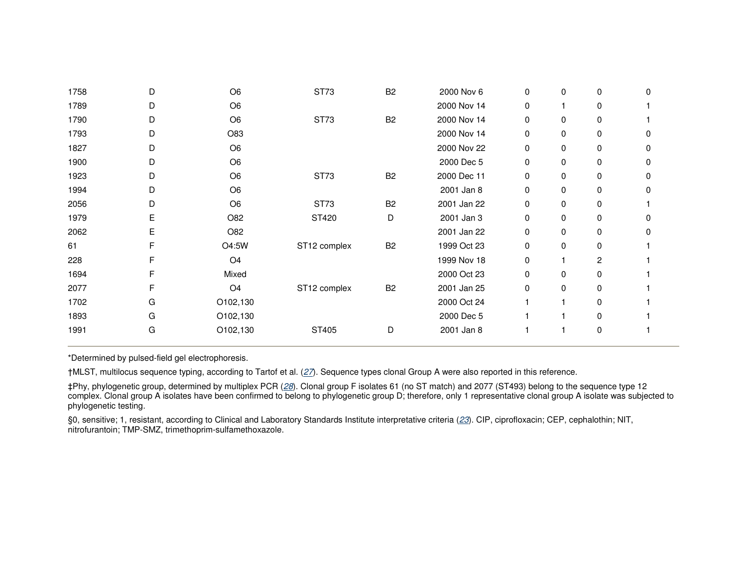| | | | | | | | | | |
|---|---|---|---|---|---|---|---|---|---|
| 1758 | D | O6 | ST73 | B2 | 2000 Nov 6 | 0 | 0 | 0 | 0 |
| 1789 | D | O6 | | | 2000 Nov 14 | 0 | 1 | 0 | 1 |
| 1790 | D | O6 | ST73 | B2 | 2000 Nov 14 | 0 | 0 | 0 | 1 |
| 1793 | D | O83 | | | 2000 Nov 14 | 0 | 0 | 0 | 0 |
| 1827 | D | O6 | | | 2000 Nov 22 | 0 | 0 | 0 | 0 |
| 1900 | D | O6 | | | 2000 Dec 5 | 0 | 0 | 0 | 0 |
| 1923 | D | O6 | ST73 | B2 | 2000 Dec 11 | 0 | 0 | 0 | 0 |
| 1994 | D | O6 | | | 2001 Jan 8 | 0 | 0 | 0 | 0 |
| 2056 | D | O6 | ST73 | B2 | 2001 Jan 22 | 0 | 0 | 0 | 1 |
| 1979 | E | O82 | ST420 | D | 2001 Jan 3 | 0 | 0 | 0 | 0 |
| 2062 | E | O82 | | | 2001 Jan 22 | 0 | 0 | 0 | 0 |
| 61 | F | O4:5W | ST12 complex | B2 | 1999 Oct 23 | 0 | 0 | 0 | 1 |
| 228 | F | O4 | | | 1999 Nov 18 | 0 | 1 | 2 | 1 |
| 1694 | F | Mixed | | | 2000 Oct 23 | 0 | 0 | 0 | 1 |
| 2077 | F | O4 | ST12 complex | B2 | 2001 Jan 25 | 0 | 0 | 0 | 1 |
| 1702 | G | O102,130 | | | 2000 Oct 24 | 1 | 1 | 0 | 1 |
| 1893 | G | O102,130 | | | 2000 Dec 5 | 1 | 1 | 0 | 1 |
| 1991 | G | O102,130 | ST405 | D | 2001 Jan 8 | 1 | 1 | 0 | 1 |

*Determined by pulsed-field gel electrophoresis.

†MLST, multilocus sequence typing, according to Tartof et al. (27). Sequence types clonal Group A were also reported in this reference.

‡Phy, phylogenetic group, determined by multiplex PCR (28). Clonal group F isolates 61 (no ST match) and 2077 (ST493) belong to the sequence type 12 complex. Clonal group A isolates have been confirmed to belong to phylogenetic group D; therefore, only 1 representative clonal group A isolate was subjected to phylogenetic testing.

§0, sensitive; 1, resistant, according to Clinical and Laboratory Standards Institute interpretative criteria (23). CIP, ciprofloxacin; CEP, cephalothin; NIT, nitrofurantoin; TMP-SMZ, trimethoprim-sulfamethoxazole.